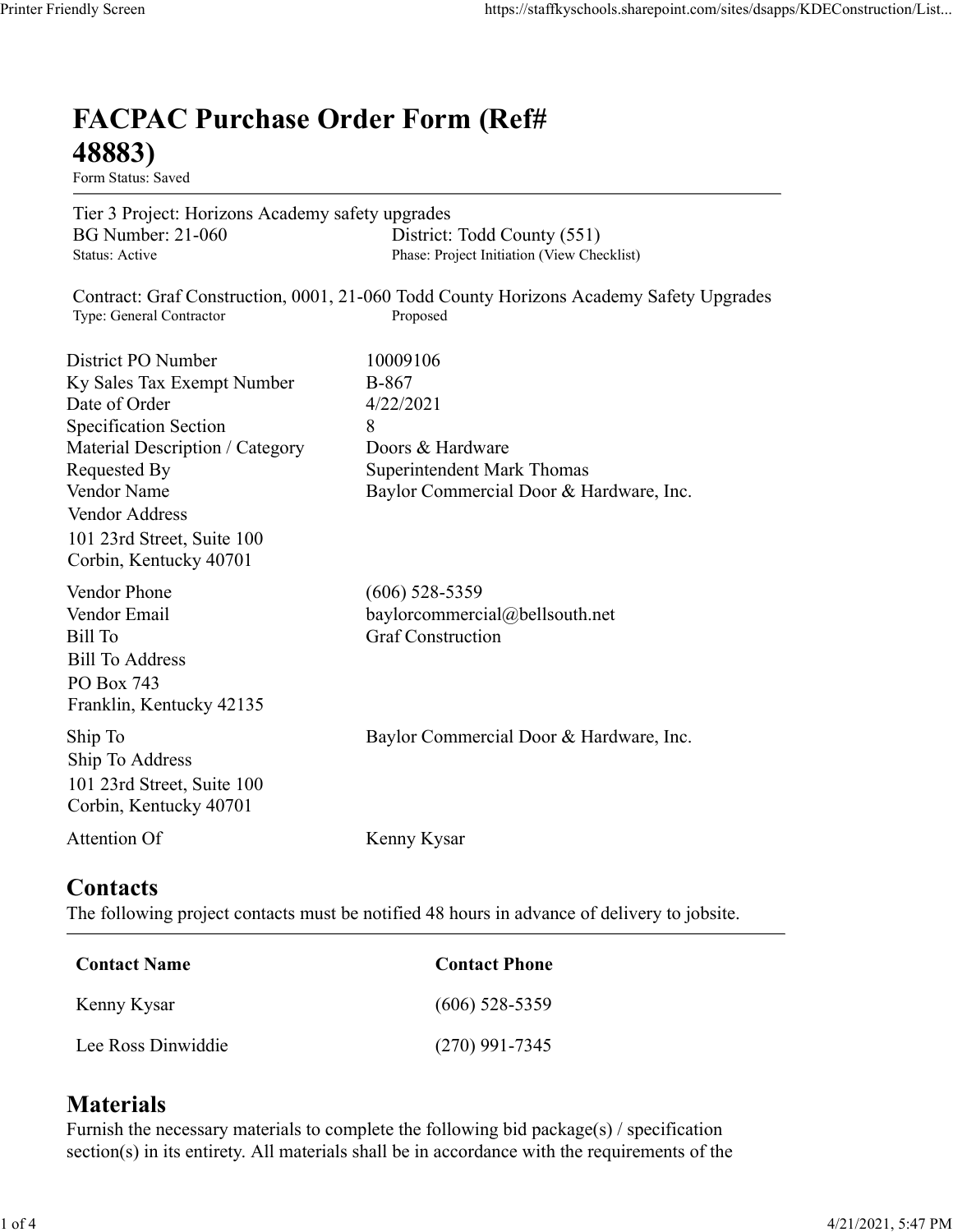# FACPAC Purchase Order Form (Ref# 48883)

Form Status: Saved

Tier 3 Project: Horizons Academy safety upgrades
BG Number: 21-060 District: Todd County (551)
Status: Active Phase: Project Initiation (View Checklist)

Contract: Graf Construction, 0001, 21-060 Todd County Horizons Academy Safety Upgrades
Type: General Contractor Proposed

| | |
|---|---|
| District PO Number | 10009106 |
| Ky Sales Tax Exempt Number | B-867 |
| Date of Order | 4/22/2021 |
| Specification Section | 8 |
| Material Description / Category | Doors & Hardware |
| Requested By | Superintendent Mark Thomas |
| Vendor Name | Baylor Commercial Door & Hardware, Inc. |
| Vendor Address | 101 23rd Street, Suite 100<br>Corbin, Kentucky 40701 |
| Vendor Phone | (606) 528-5359 |
| Vendor Email | baylorcommercial@bellsouth.net |
| Bill To | Graf Construction |
| Bill To Address | PO Box 743<br>Franklin, Kentucky 42135 |
| Ship To | Baylor Commercial Door & Hardware, Inc. |
| Ship To Address | 101 23rd Street, Suite 100<br>Corbin, Kentucky 40701 |
| Attention Of | Kenny Kysar |

## Contacts

The following project contacts must be notified 48 hours in advance of delivery to jobsite.

| Contact Name | Contact Phone |
|---|---|
| Kenny Kysar | (606) 528-5359 |
| Lee Ross Dinwiddie | (270) 991-7345 |

## Materials

Furnish the necessary materials to complete the following bid package(s) / specification section(s) in its entirety. All materials shall be in accordance with the requirements of the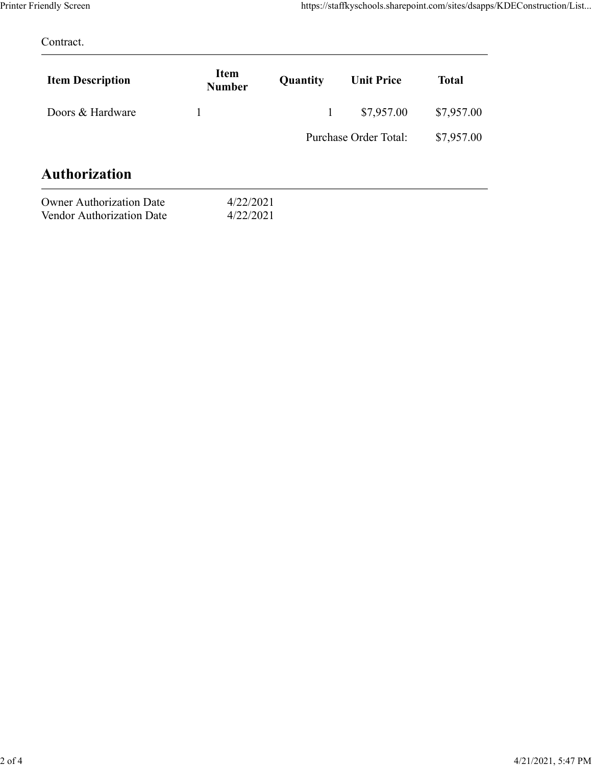Contract.

| Item Description | Item Number | Quantity | Unit Price | Total |
| --- | --- | --- | --- | --- |
| Doors & Hardware | 1 | 1 | $7,957.00 | $7,957.00 |
| | | | Purchase Order Total: | $7,957.00 |

## Authorization

| | |
| --- | --- |
| Owner Authorization Date | 4/22/2021 |
| Vendor Authorization Date | 4/22/2021 |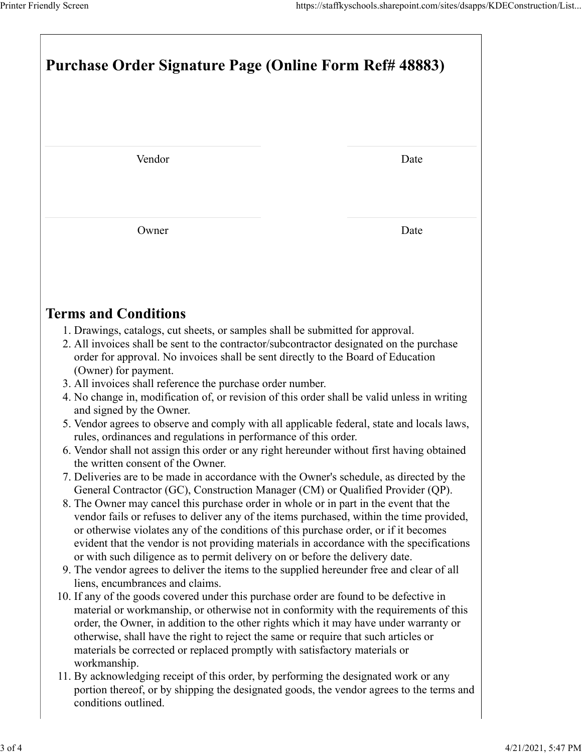# Purchase Order Signature Page (Online Form Ref# 48883)

| | |
|---|---|
| Vendor | Date |
| Owner | Date |

## Terms and Conditions

1. Drawings, catalogs, cut sheets, or samples shall be submitted for approval.
2. All invoices shall be sent to the contractor/subcontractor designated on the purchase order for approval. No invoices shall be sent directly to the Board of Education (Owner) for payment.
3. All invoices shall reference the purchase order number.
4. No change in, modification of, or revision of this order shall be valid unless in writing and signed by the Owner.
5. Vendor agrees to observe and comply with all applicable federal, state and locals laws, rules, ordinances and regulations in performance of this order.
6. Vendor shall not assign this order or any right hereunder without first having obtained the written consent of the Owner.
7. Deliveries are to be made in accordance with the Owner's schedule, as directed by the General Contractor (GC), Construction Manager (CM) or Qualified Provider (QP).
8. The Owner may cancel this purchase order in whole or in part in the event that the vendor fails or refuses to deliver any of the items purchased, within the time provided, or otherwise violates any of the conditions of this purchase order, or if it becomes evident that the vendor is not providing materials in accordance with the specifications or with such diligence as to permit delivery on or before the delivery date.
9. The vendor agrees to deliver the items to the supplied hereunder free and clear of all liens, encumbrances and claims.
10. If any of the goods covered under this purchase order are found to be defective in material or workmanship, or otherwise not in conformity with the requirements of this order, the Owner, in addition to the other rights which it may have under warranty or otherwise, shall have the right to reject the same or require that such articles or materials be corrected or replaced promptly with satisfactory materials or workmanship.
11. By acknowledging receipt of this order, by performing the designated work or any portion thereof, or by shipping the designated goods, the vendor agrees to the terms and conditions outlined.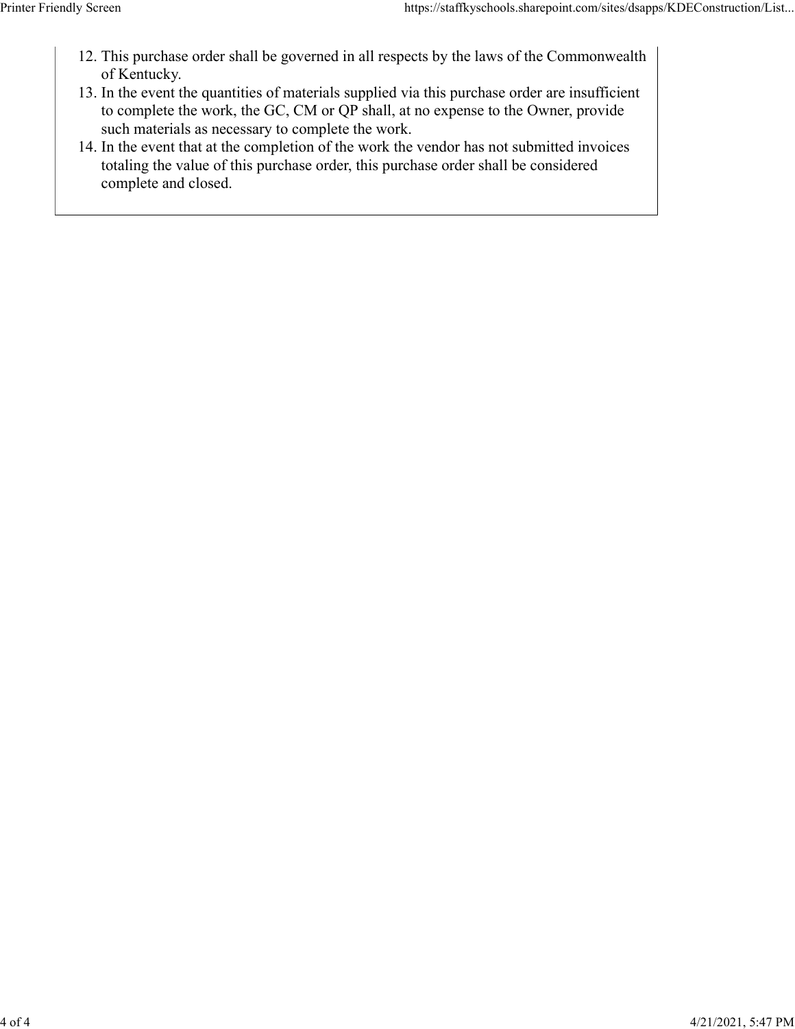12. This purchase order shall be governed in all respects by the laws of the Commonwealth of Kentucky.
13. In the event the quantities of materials supplied via this purchase order are insufficient to complete the work, the GC, CM or QP shall, at no expense to the Owner, provide such materials as necessary to complete the work.
14. In the event that at the completion of the work the vendor has not submitted invoices totaling the value of this purchase order, this purchase order shall be considered complete and closed.